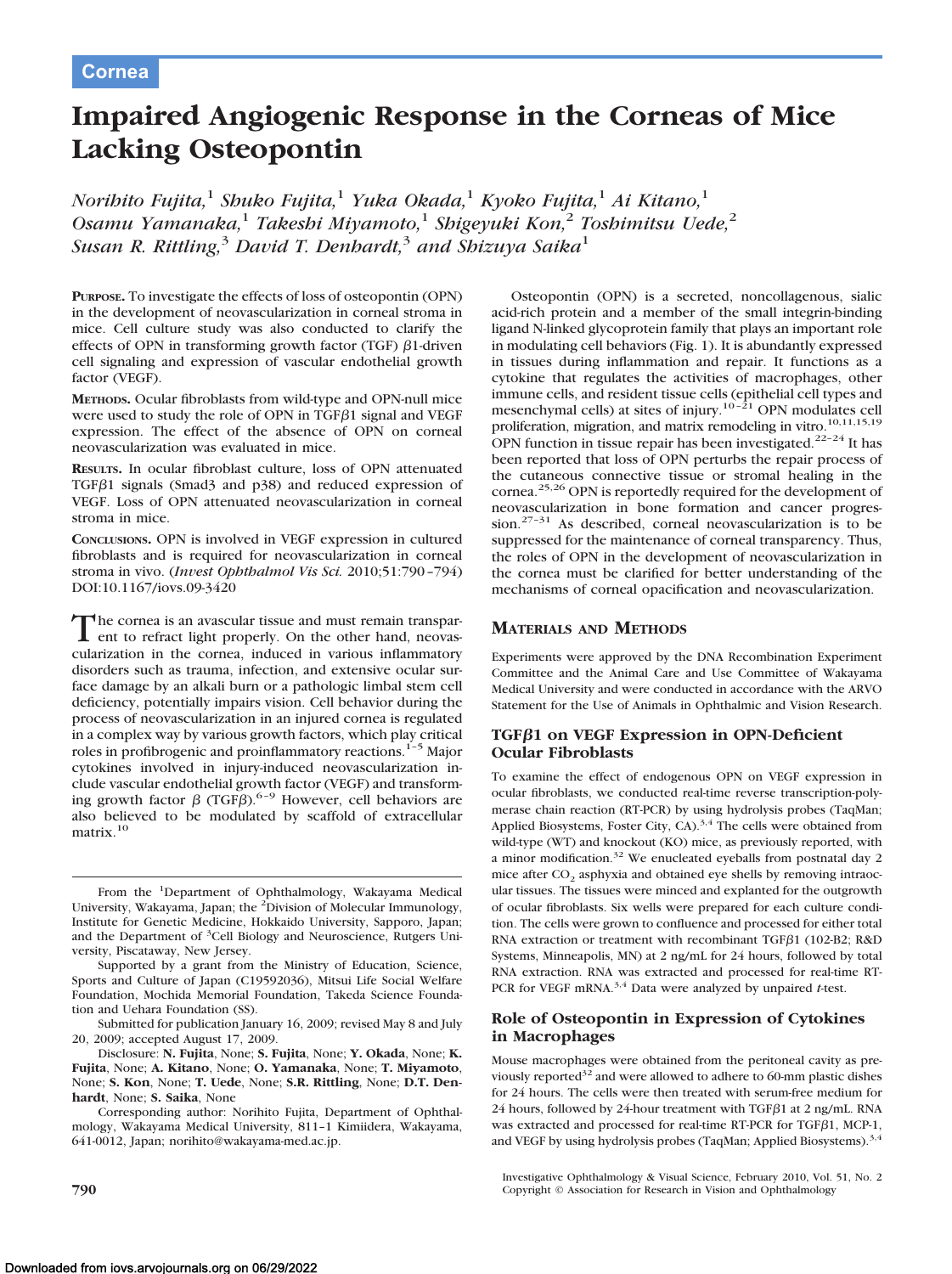Cornea

# Impaired Angiogenic Response in the Corneas of Mice Lacking Osteopontin

*Norihito Fujita,[1] Shuko Fujita,[1] Yuka Okada,[1] Kyoko Fujita,[1] Ai Kitano,[1] Osamu Yamanaka,[1] Takeshi Miyamoto,[1] Shigeyuki Kon,[2] Toshimitsu Uede,[2] Susan R. Rittling,[3] David T. Denhardt,[3] and Shizuya Saika[1]*

**Purpose.** To investigate the effects of loss of osteopontin (OPN) in the development of neovascularization in corneal stroma in mice. Cell culture study was also conducted to clarify the effects of OPN in transforming growth factor (TGF) β1-driven cell signaling and expression of vascular endothelial growth factor (VEGF).

**Methods.** Ocular fibroblasts from wild-type and OPN-null mice were used to study the role of OPN in TGFβ1 signal and VEGF expression. The effect of the absence of OPN on corneal neovascularization was evaluated in mice.

**Results.** In ocular fibroblast culture, loss of OPN attenuated TGFβ1 signals (Smad3 and p38) and reduced expression of VEGF. Loss of OPN attenuated neovascularization in corneal stroma in mice.

**Conclusions.** OPN is involved in VEGF expression in cultured fibroblasts and is required for neovascularization in corneal stroma in vivo. (*Invest Ophthalmol Vis Sci.* 2010;51:790–794) DOI:10.1167/iovs.09-3420

The cornea is an avascular tissue and must remain transparent to refract light properly. On the other hand, neovascularization in the cornea, induced in various inflammatory disorders such as trauma, infection, and extensive ocular surface damage by an alkali burn or a pathologic limbal stem cell deficiency, potentially impairs vision. Cell behavior during the process of neovascularization in an injured cornea is regulated in a complex way by various growth factors, which play critical roles in profibrogenic and proinflammatory reactions.[1–5] Major cytokines involved in injury-induced neovascularization include vascular endothelial growth factor (VEGF) and transforming growth factor β (TGFβ).[6–9] However, cell behaviors are also believed to be modulated by scaffold of extracellular matrix.[10]

From the [1]Department of Ophthalmology, Wakayama Medical University, Wakayama, Japan; the [2]Division of Molecular Immunology, Institute for Genetic Medicine, Hokkaido University, Sapporo, Japan; and the Department of [3]Cell Biology and Neuroscience, Rutgers University, Piscataway, New Jersey.

Supported by a grant from the Ministry of Education, Science, Sports and Culture of Japan (C19592036), Mitsui Life Social Welfare Foundation, Mochida Memorial Foundation, Takeda Science Foundation and Uehara Foundation (SS).

Submitted for publication January 16, 2009; revised May 8 and July 20, 2009; accepted August 17, 2009.

Disclosure: **N. Fujita**, None; **S. Fujita**, None; **Y. Okada**, None; **K. Fujita**, None; **A. Kitano**, None; **O. Yamanaka**, None; **T. Miyamoto**, None; **S. Kon**, None; **T. Uede**, None; **S.R. Rittling**, None; **D.T. Denhardt**, None; **S. Saika**, None

Corresponding author: Norihito Fujita, Department of Ophthalmology, Wakayama Medical University, 811–1 Kimiidera, Wakayama, 641-0012, Japan; norihito@wakayama-med.ac.jp.

Osteopontin (OPN) is a secreted, noncollagenous, sialic acid-rich protein and a member of the small integrin-binding ligand N-linked glycoprotein family that plays an important role in modulating cell behaviors (Fig. 1). It is abundantly expressed in tissues during inflammation and repair. It functions as a cytokine that regulates the activities of macrophages, other immune cells, and resident tissue cells (epithelial cell types and mesenchymal cells) at sites of injury.[10–21] OPN modulates cell proliferation, migration, and matrix remodeling in vitro.[10,11,15,19] OPN function in tissue repair has been investigated.[22–24] It has been reported that loss of OPN perturbs the repair process of the cutaneous connective tissue or stromal healing in the cornea.[25,26] OPN is reportedly required for the development of neovascularization in bone formation and cancer progression.[27–31] As described, corneal neovascularization is to be suppressed for the maintenance of corneal transparency. Thus, the roles of OPN in the development of neovascularization in the cornea must be clarified for better understanding of the mechanisms of corneal opacification and neovascularization.

## Materials and Methods

Experiments were approved by the DNA Recombination Experiment Committee and the Animal Care and Use Committee of Wakayama Medical University and were conducted in accordance with the ARVO Statement for the Use of Animals in Ophthalmic and Vision Research.

### TGFβ1 on VEGF Expression in OPN-Deficient Ocular Fibroblasts

To examine the effect of endogenous OPN on VEGF expression in ocular fibroblasts, we conducted real-time reverse transcription-polymerase chain reaction (RT-PCR) by using hydrolysis probes (TaqMan; Applied Biosystems, Foster City, CA).[3,4] The cells were obtained from wild-type (WT) and knockout (KO) mice, as previously reported, with a minor modification.[32] We enucleated eyeballs from postnatal day 2 mice after $CO_2$ asphyxia and obtained eye shells by removing intraocular tissues. The tissues were minced and explanted for the outgrowth of ocular fibroblasts. Six wells were prepared for each culture condition. The cells were grown to confluence and processed for either total RNA extraction or treatment with recombinant TGFβ1 (102-B2; R&D Systems, Minneapolis, MN) at 2 ng/mL for 24 hours, followed by total RNA extraction. RNA was extracted and processed for real-time RT-PCR for VEGF mRNA.[3,4] Data were analyzed by unpaired *t*-test.

### Role of Osteopontin in Expression of Cytokines in Macrophages

Mouse macrophages were obtained from the peritoneal cavity as previously reported[32] and were allowed to adhere to 60-mm plastic dishes for 24 hours. The cells were then treated with serum-free medium for 24 hours, followed by 24-hour treatment with TGFβ1 at 2 ng/mL. RNA was extracted and processed for real-time RT-PCR for TGFβ1, MCP-1, and VEGF by using hydrolysis probes (TaqMan; Applied Biosystems).[3,4]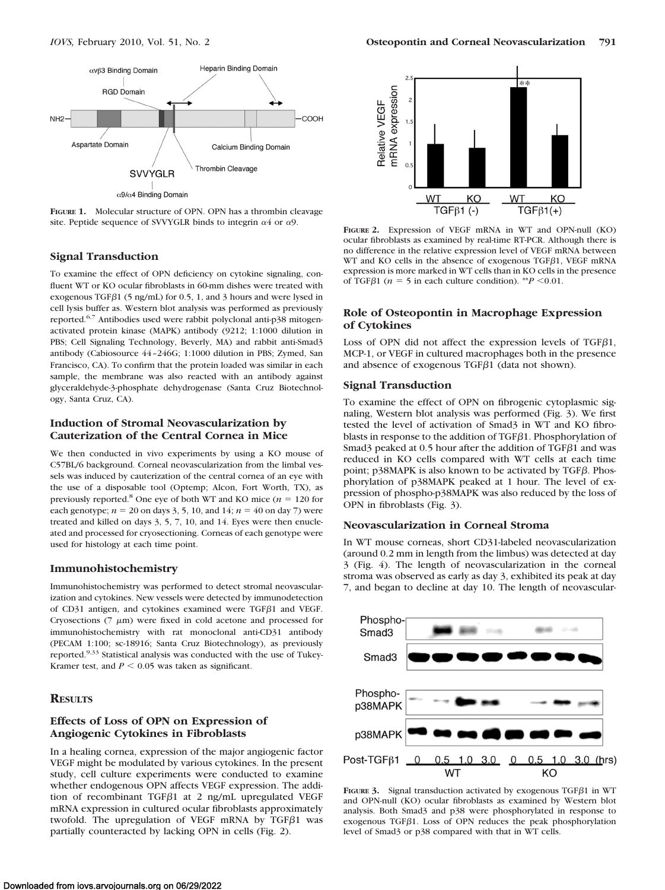FIGURE 1. Molecular structure of OPN. OPN has a thrombin cleavage site. Peptide sequence of SVVYGLR binds to integrin $\alpha 4$ or $\alpha 9$.

### Signal Transduction

To examine the effect of OPN deficiency on cytokine signaling, confluent WT or KO ocular fibroblasts in 60-mm dishes were treated with exogenous TGF$\beta$1 (5 ng/mL) for 0.5, 1, and 3 hours and were lysed in cell lysis buffer as. Western blot analysis was performed as previously reported.[6,7] Antibodies used were rabbit polyclonal anti-p38 mitogen-activated protein kinase (MAPK) antibody (9212; 1:1000 dilution in PBS; Cell Signaling Technology, Beverly, MA) and rabbit anti-Smad3 antibody (Cabiosource 44–246G; 1:1000 dilution in PBS; Zymed, San Francisco, CA). To confirm that the protein loaded was similar in each sample, the membrane was also reacted with an antibody against glyceraldehyde-3-phosphate dehydrogenase (Santa Cruz Biotechnology, Santa Cruz, CA).

### Induction of Stromal Neovascularization by Cauterization of the Central Cornea in Mice

We then conducted in vivo experiments by using a KO mouse of C57BL/6 background. Corneal neovascularization from the limbal vessels was induced by cauterization of the central cornea of an eye with the use of a disposable tool (Optemp; Alcon, Fort Worth, TX), as previously reported.[8] One eye of both WT and KO mice ($n = 120$ for each genotype; $n = 20$ on days 3, 5, 10, and 14; $n = 40$ on day 7) were treated and killed on days 3, 5, 7, 10, and 14. Eyes were then enucleated and processed for cryosectioning. Corneas of each genotype were used for histology at each time point.

### Immunohistochemistry

Immunohistochemistry was performed to detect stromal neovascularization and cytokines. New vessels were detected by immunodetection of CD31 antigen, and cytokines examined were TGF$\beta$1 and VEGF. Cryosections (7 $\mu$m) were fixed in cold acetone and processed for immunohistochemistry with rat monoclonal anti-CD31 antibody (PECAM 1:100; sc-18916; Santa Cruz Biotechnology), as previously reported.[9,33] Statistical analysis was conducted with the use of Tukey-Kramer test, and $P < 0.05$ was taken as significant.

## RESULTS

### Effects of Loss of OPN on Expression of Angiogenic Cytokines in Fibroblasts

In a healing cornea, expression of the major angiogenic factor VEGF might be modulated by various cytokines. In the present study, cell culture experiments were conducted to examine whether endogenous OPN affects VEGF expression. The addition of recombinant TGF$\beta$1 at 2 ng/mL upregulated VEGF mRNA expression in cultured ocular fibroblasts approximately twofold. The upregulation of VEGF mRNA by TGF$\beta$1 was partially counteracted by lacking OPN in cells (Fig. 2).

FIGURE 2. Expression of VEGF mRNA in WT and OPN-null (KO) ocular fibroblasts as examined by real-time RT-PCR. Although there is no difference in the relative expression level of VEGF mRNA between WT and KO cells in the absence of exogenous TGF$\beta$1, VEGF mRNA expression is more marked in WT cells than in KO cells in the presence of TGF$\beta$1 ($n = 5$ in each culture condition). $^{**}P < 0.01$.

### Role of Osteopontin in Macrophage Expression of Cytokines

Loss of OPN did not affect the expression levels of TGF$\beta$1, MCP-1, or VEGF in cultured macrophages both in the presence and absence of exogenous TGF$\beta$1 (data not shown).

### Signal Transduction

To examine the effect of OPN on fibrogenic cytoplasmic signaling, Western blot analysis was performed (Fig. 3). We first tested the level of activation of Smad3 in WT and KO fibroblasts in response to the addition of TGF$\beta$1. Phosphorylation of Smad3 peaked at 0.5 hour after the addition of TGF$\beta$1 and was reduced in KO cells compared with WT cells at each time point; p38MAPK is also known to be activated by TGF$\beta$. Phosphorylation of p38MAPK peaked at 1 hour. The level of expression of phospho-p38MAPK was also reduced by the loss of OPN in fibroblasts (Fig. 3).

### Neovascularization in Corneal Stroma

In WT mouse corneas, short CD31-labeled neovascularization (around 0.2 mm in length from the limbus) was detected at day 3 (Fig. 4). The length of neovascularization in the corneal stroma was observed as early as day 3, exhibited its peak at day 7, and began to decline at day 10. The length of neovascular-

FIGURE 3. Signal transduction activated by exogenous TGF$\beta$1 in WT and OPN-null (KO) ocular fibroblasts as examined by Western blot analysis. Both Smad3 and p38 were phosphorylated in response to exogenous TGF$\beta$1. Loss of OPN reduces the peak phosphorylation level of Smad3 or p38 compared with that in WT cells.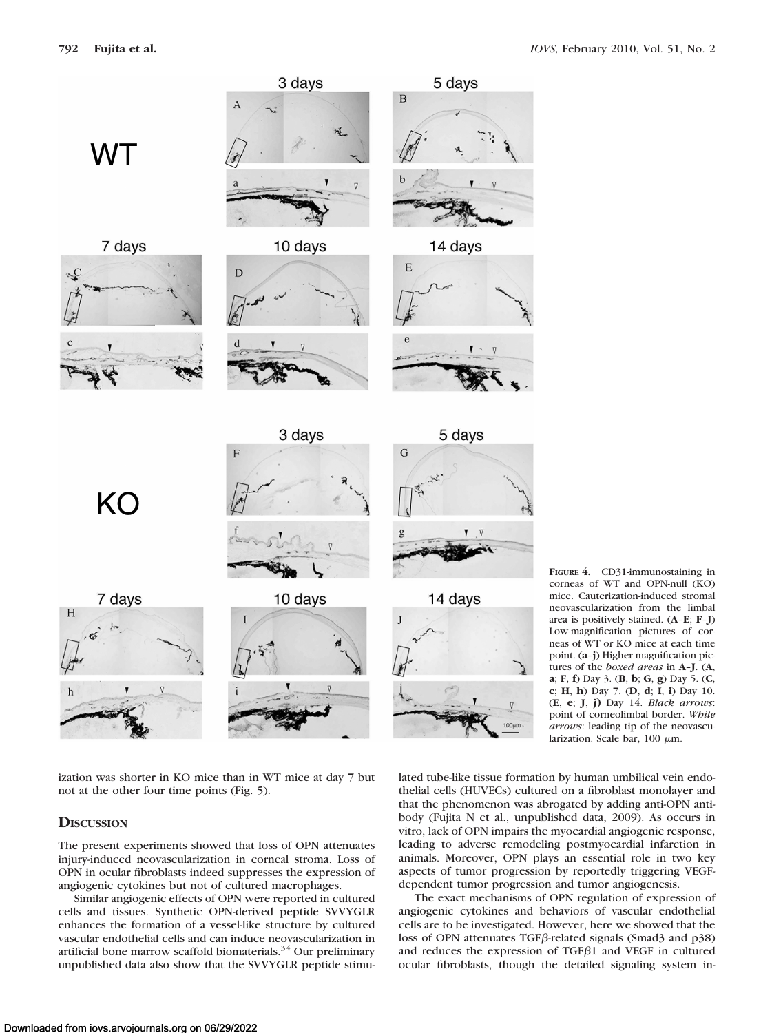**Figure 4.** CD31-immunostaining in corneas of WT and OPN-null (KO) mice. Cauterization-induced stromal neovascularization from the limbal area is positively stained. (**A–E**; **F–J**) Low-magnification pictures of corneas of WT or KO mice at each time point. (**a–j**) Higher magnification pictures of the *boxed areas* in **A–J**. (**A**, **a**; **F**, **f**) Day 3. (**B**, **b**; **G**, **g**) Day 5. (**C**, **c**; **H**, **h**) Day 7. (**D**, **d**; **I**, **i**) Day 10. (**E**, **e**; **J**, **j**) Day 14. *Black arrows*: point of corneolimbal border. *White arrows*: leading tip of the neovascularization. Scale bar, 100 μm.

ization was shorter in KO mice than in WT mice at day 7 but not at the other four time points (Fig. 5).

## Discussion

The present experiments showed that loss of OPN attenuates injury-induced neovascularization in corneal stroma. Loss of OPN in ocular fibroblasts indeed suppresses the expression of angiogenic cytokines but not of cultured macrophages.

Similar angiogenic effects of OPN were reported in cultured cells and tissues. Synthetic OPN-derived peptide SVVYGLR enhances the formation of a vessel-like structure by cultured vascular endothelial cells and can induce neovascularization in artificial bone marrow scaffold biomaterials.[34] Our preliminary unpublished data also show that the SVVYGLR peptide stimulated tube-like tissue formation by human umbilical vein endothelial cells (HUVECs) cultured on a fibroblast monolayer and that the phenomenon was abrogated by adding anti-OPN antibody (Fujita N et al., unpublished data, 2009). As occurs in vitro, lack of OPN impairs the myocardial angiogenic response, leading to adverse remodeling postmyocardial infarction in animals. Moreover, OPN plays an essential role in two key aspects of tumor progression by reportedly triggering VEGF-dependent tumor progression and tumor angiogenesis.

The exact mechanisms of OPN regulation of expression of angiogenic cytokines and behaviors of vascular endothelial cells are to be investigated. However, here we showed that the loss of OPN attenuates TGF$\beta$-related signals (Smad3 and p38) and reduces the expression of TGF$\beta$1 and VEGF in cultured ocular fibroblasts, though the detailed signaling system in-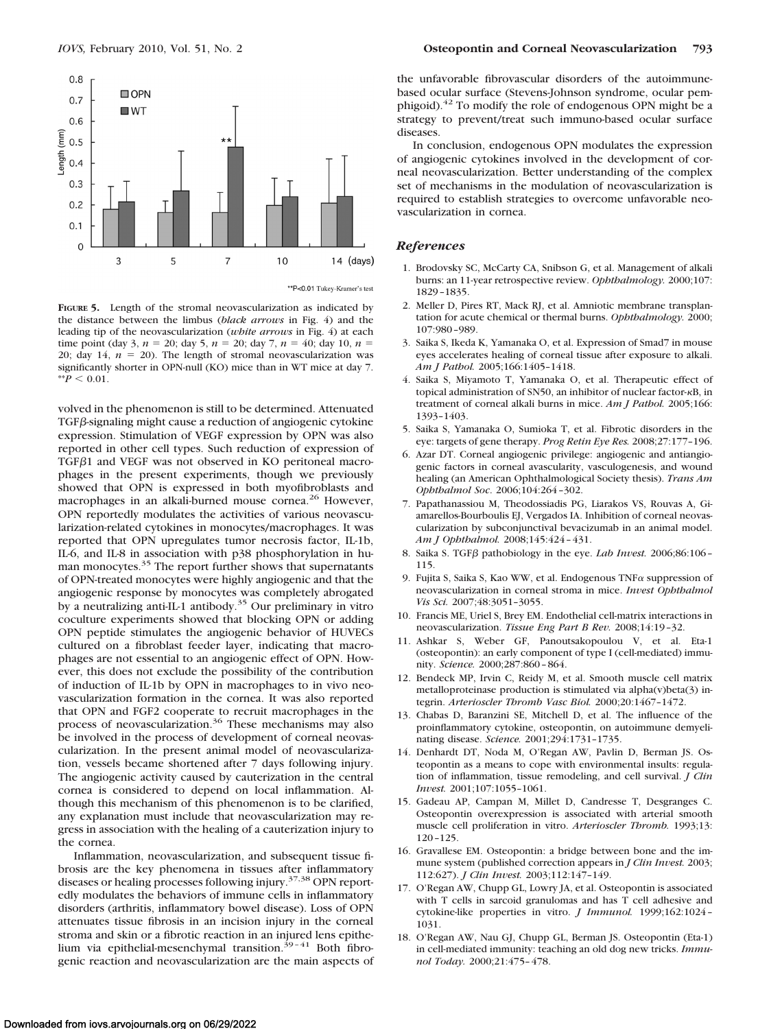**FIGURE 5.** Length of the stromal neovascularization as indicated by the distance between the limbus (*black arrows* in Fig. 4) and the leading tip of the neovascularization (*white arrows* in Fig. 4) at each time point (day 3, $n = 20$; day 5, $n = 20$; day 7, $n = 40$; day 10, $n = 20$; day 14, $n = 20$). The length of stromal neovascularization was significantly shorter in OPN-null (KO) mice than in WT mice at day 7. $^{**}P < 0.01$.

volved in the phenomenon is still to be determined. Attenuated TGFβ-signaling might cause a reduction of angiogenic cytokine expression. Stimulation of VEGF expression by OPN was also reported in other cell types. Such reduction of expression of TGFβ1 and VEGF was not observed in KO peritoneal macrophages in the present experiments, though we previously showed that OPN is expressed in both myofibroblasts and macrophages in an alkali-burned mouse cornea.[26] However, OPN reportedly modulates the activities of various neovascularization-related cytokines in monocytes/macrophages. It was reported that OPN upregulates tumor necrosis factor, IL-1b, IL-6, and IL-8 in association with p38 phosphorylation in human monocytes.[35] The report further shows that supernatants of OPN-treated monocytes were highly angiogenic and that the angiogenic response by monocytes was completely abrogated by a neutralizing anti-IL-1 antibody.[35] Our preliminary in vitro coculture experiments showed that blocking OPN or adding OPN peptide stimulates the angiogenic behavior of HUVECs cultured on a fibroblast feeder layer, indicating that macrophages are not essential to an angiogenic effect of OPN. However, this does not exclude the possibility of the contribution of induction of IL-1b by OPN in macrophages to in vivo neovascularization formation in the cornea. It was also reported that OPN and FGF2 cooperate to recruit macrophages in the process of neovascularization.[36] These mechanisms may also be involved in the process of development of corneal neovascularization. In the present animal model of neovascularization, vessels became shortened after 7 days following injury. The angiogenic activity caused by cauterization in the central cornea is considered to depend on local inflammation. Although this mechanism of this phenomenon is to be clarified, any explanation must include that neovascularization may regress in association with the healing of a cauterization injury to the cornea.

Inflammation, neovascularization, and subsequent tissue fibrosis are the key phenomena in tissues after inflammatory diseases or healing processes following injury.[37,38] OPN reportedly modulates the behaviors of immune cells in inflammatory disorders (arthritis, inflammatory bowel disease). Loss of OPN attenuates tissue fibrosis in an incision injury in the corneal stroma and skin or a fibrotic reaction in an injured lens epithelium via epithelial-mesenchymal transition.[39–41] Both fibrogenic reaction and neovascularization are the main aspects of the unfavorable fibrovascular disorders of the autoimmune-based ocular surface (Stevens-Johnson syndrome, ocular pemphigoid).[42] To modify the role of endogenous OPN might be a strategy to prevent/treat such immuno-based ocular surface diseases.

In conclusion, endogenous OPN modulates the expression of angiogenic cytokines involved in the development of corneal neovascularization. Better understanding of the complex set of mechanisms in the modulation of neovascularization is required to establish strategies to overcome unfavorable neovascularization in cornea.

## References

1. Brodovsky SC, McCarty CA, Snibson G, et al. Management of alkali burns: an 11-year retrospective review. *Ophthalmology.* 2000;107:1829–1835.
2. Meller D, Pires RT, Mack RJ, et al. Amniotic membrane transplantation for acute chemical or thermal burns. *Ophthalmology.* 2000;107:980–989.
3. Saika S, Ikeda K, Yamanaka O, et al. Expression of Smad7 in mouse eyes accelerates healing of corneal tissue after exposure to alkali. *Am J Pathol.* 2005;166:1405–1418.
4. Saika S, Miyamoto T, Yamanaka O, et al. Therapeutic effect of topical administration of SN50, an inhibitor of nuclear factor-κB, in treatment of corneal alkali burns in mice. *Am J Pathol.* 2005;166:1393–1403.
5. Saika S, Yamanaka O, Sumioka T, et al. Fibrotic disorders in the eye: targets of gene therapy. *Prog Retin Eye Res.* 2008;27:177–196.
6. Azar DT. Corneal angiogenic privilege: angiogenic and antiangiogenic factors in corneal avascularity, vasculogenesis, and wound healing (an American Ophthalmological Society thesis). *Trans Am Ophthalmol Soc.* 2006;104:264–302.
7. Papathanassiou M, Theodossiadis PG, Liarakos VS, Rouvas A, Giamarellos-Bourboulis EJ, Vergados IA. Inhibition of corneal neovascularization by subconjunctival bevacizumab in an animal model. *Am J Ophthalmol.* 2008;145:424–431.
8. Saika S. TGFβ pathobiology in the eye. *Lab Invest.* 2006;86:106–115.
9. Fujita S, Saika S, Kao WW, et al. Endogenous TNFα suppression of neovascularization in corneal stroma in mice. *Invest Ophthalmol Vis Sci.* 2007;48:3051–3055.
10. Francis ME, Uriel S, Brey EM. Endothelial cell-matrix interactions in neovascularization. *Tissue Eng Part B Rev.* 2008;14:19–32.
11. Ashkar S, Weber GF, Panoutsakopoulou V, et al. Eta-1 (osteopontin): an early component of type I (cell-mediated) immunity. *Science.* 2000;287:860–864.
12. Bendeck MP, Irvin C, Reidy M, et al. Smooth muscle cell matrix metalloproteinase production is stimulated via alpha(v)beta(3) integrin. *Arterioscler Thromb Vasc Biol.* 2000;20:1467–1472.
13. Chabas D, Baranzini SE, Mitchell D, et al. The influence of the proinflammatory cytokine, osteopontin, on autoimmune demyelinating disease. *Science.* 2001;294:1731–1735.
14. Denhardt DT, Noda M, O'Regan AW, Pavlin D, Berman JS. Osteopontin as a means to cope with environmental insults: regulation of inflammation, tissue remodeling, and cell survival. *J Clin Invest.* 2001;107:1055–1061.
15. Gadeau AP, Campan M, Millet D, Candresse T, Desgranges C. Osteopontin overexpression is associated with arterial smooth muscle cell proliferation in vitro. *Arterioscler Thromb.* 1993;13:120–125.
16. Gravallese EM. Osteopontin: a bridge between bone and the immune system (published correction appears in *J Clin Invest.* 2003;112:627). *J Clin Invest.* 2003;112:147–149.
17. O'Regan AW, Chupp GL, Lowry JA, et al. Osteopontin is associated with T cells in sarcoid granulomas and has T cell adhesive and cytokine-like properties in vitro. *J Immunol.* 1999;162:1024–1031.
18. O'Regan AW, Nau GJ, Chupp GL, Berman JS. Osteopontin (Eta-1) in cell-mediated immunity: teaching an old dog new tricks. *Immunol Today.* 2000;21:475–478.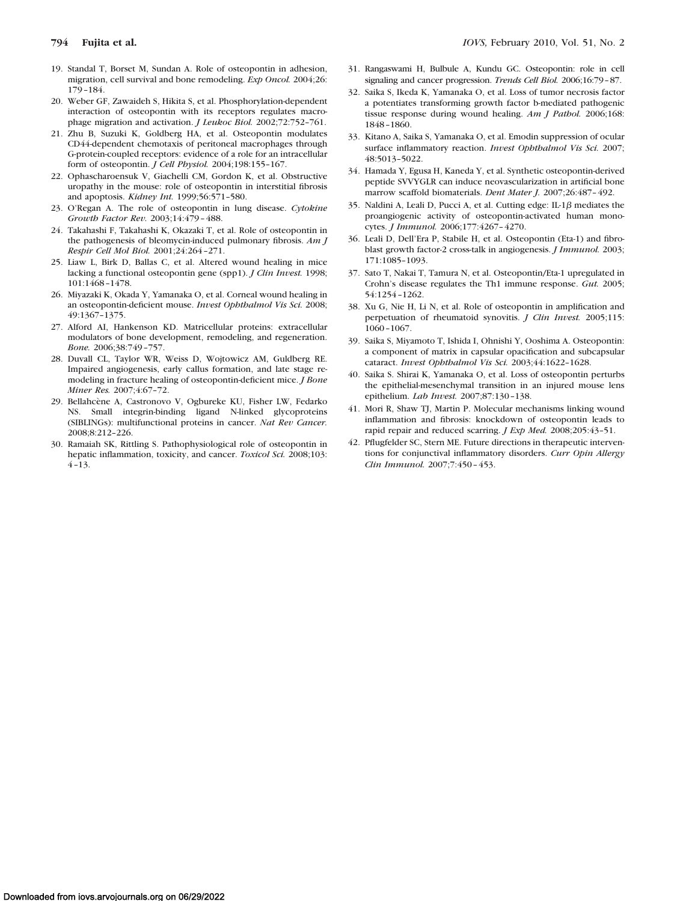19. Standal T, Borset M, Sundan A. Role of osteopontin in adhesion, migration, cell survival and bone remodeling. *Exp Oncol.* 2004;26: 179–184.
20. Weber GF, Zawaideh S, Hikita S, et al. Phosphorylation-dependent interaction of osteopontin with its receptors regulates macrophage migration and activation. *J Leukoc Biol.* 2002;72:752–761.
21. Zhu B, Suzuki K, Goldberg HA, et al. Osteopontin modulates CD44-dependent chemotaxis of peritoneal macrophages through G-protein-coupled receptors: evidence of a role for an intracellular form of osteopontin. *J Cell Physiol.* 2004;198:155–167.
22. Ophascharoensuk V, Giachelli CM, Gordon K, et al. Obstructive uropathy in the mouse: role of osteopontin in interstitial fibrosis and apoptosis. *Kidney Int.* 1999;56:571–580.
23. O'Regan A. The role of osteopontin in lung disease. *Cytokine Growth Factor Rev.* 2003;14:479–488.
24. Takahashi F, Takahashi K, Okazaki T, et al. Role of osteopontin in the pathogenesis of bleomycin-induced pulmonary fibrosis. *Am J Respir Cell Mol Biol.* 2001;24:264–271.
25. Liaw L, Birk D, Ballas C, et al. Altered wound healing in mice lacking a functional osteopontin gene (spp1). *J Clin Invest.* 1998; 101:1468–1478.
26. Miyazaki K, Okada Y, Yamanaka O, et al. Corneal wound healing in an osteopontin-deficient mouse. *Invest Ophthalmol Vis Sci.* 2008; 49:1367–1375.
27. Alford AI, Hankenson KD. Matricellular proteins: extracellular modulators of bone development, remodeling, and regeneration. *Bone.* 2006;38:749–757.
28. Duvall CL, Taylor WR, Weiss D, Wojtowicz AM, Guldberg RE. Impaired angiogenesis, early callus formation, and late stage remodeling in fracture healing of osteopontin-deficient mice. *J Bone Miner Res.* 2007;4:67–72.
29. Bellahcène A, Castronovo V, Ogbureke KU, Fisher LW, Fedarko NS. Small integrin-binding ligand N-linked glycoproteins (SIBLINGs): multifunctional proteins in cancer. *Nat Rev Cancer.* 2008;8:212–226.
30. Ramaiah SK, Rittling S. Pathophysiological role of osteopontin in hepatic inflammation, toxicity, and cancer. *Toxicol Sci.* 2008;103: 4–13.
31. Rangaswami H, Bulbule A, Kundu GC. Osteopontin: role in cell signaling and cancer progression. *Trends Cell Biol.* 2006;16:79–87.
32. Saika S, Ikeda K, Yamanaka O, et al. Loss of tumor necrosis factor a potentiates transforming growth factor b-mediated pathogenic tissue response during wound healing. *Am J Pathol.* 2006;168: 1848–1860.
33. Kitano A, Saika S, Yamanaka O, et al. Emodin suppression of ocular surface inflammatory reaction. *Invest Ophthalmol Vis Sci.* 2007; 48:5013–5022.
34. Hamada Y, Egusa H, Kaneda Y, et al. Synthetic osteopontin-derived peptide SVVYGLR can induce neovascularization in artificial bone marrow scaffold biomaterials. *Dent Mater J.* 2007;26:487–492.
35. Naldini A, Leali D, Pucci A, et al. Cutting edge: IL-1β mediates the proangiogenic activity of osteopontin-activated human monocytes. *J Immunol.* 2006;177:4267–4270.
36. Leali D, Dell'Era P, Stabile H, et al. Osteopontin (Eta-1) and fibroblast growth factor-2 cross-talk in angiogenesis. *J Immunol.* 2003; 171:1085–1093.
37. Sato T, Nakai T, Tamura N, et al. Osteopontin/Eta-1 upregulated in Crohn's disease regulates the Th1 immune response. *Gut.* 2005; 54:1254–1262.
38. Xu G, Nie H, Li N, et al. Role of osteopontin in amplification and perpetuation of rheumatoid synovitis. *J Clin Invest.* 2005;115: 1060–1067.
39. Saika S, Miyamoto T, Ishida I, Ohnishi Y, Ooshima A. Osteopontin: a component of matrix in capsular opacification and subcapsular cataract. *Invest Ophthalmol Vis Sci.* 2003;44:1622–1628.
40. Saika S. Shirai K, Yamanaka O, et al. Loss of osteopontin perturbs the epithelial-mesenchymal transition in an injured mouse lens epithelium. *Lab Invest.* 2007;87:130–138.
41. Mori R, Shaw TJ, Martin P. Molecular mechanisms linking wound inflammation and fibrosis: knockdown of osteopontin leads to rapid repair and reduced scarring. *J Exp Med.* 2008;205:43–51.
42. Pflugfelder SC, Stern ME. Future directions in therapeutic interventions for conjunctival inflammatory disorders. *Curr Opin Allergy Clin Immunol.* 2007;7:450–453.